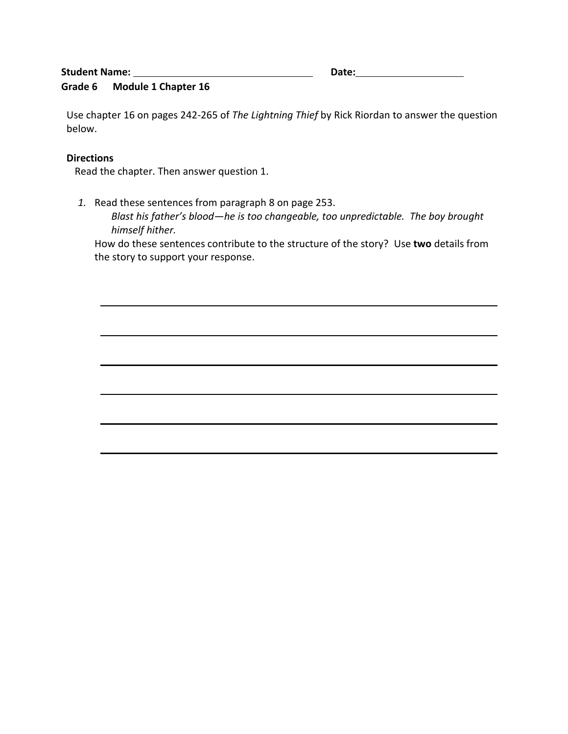**Student Name:** ______________________________ **Date:** __________________

**Grade 6 Module 1 Chapter 16**

Use chapter 16 on pages 242-265 of *The Lightning Thief* by Rick Riordan to answer the question below.

**Directions**

Read the chapter. Then answer question 1.

1. Read these sentences from paragraph 8 on page 253.

   *Blast his father's blood—he is too changeable, too unpredictable. The boy brought himself hither.*

   How do these sentences contribute to the structure of the story? Use **two** details from the story to support your response.

   ______________________________________________________________

   ______________________________________________________________

   ______________________________________________________________

   ______________________________________________________________

   ______________________________________________________________

   ______________________________________________________________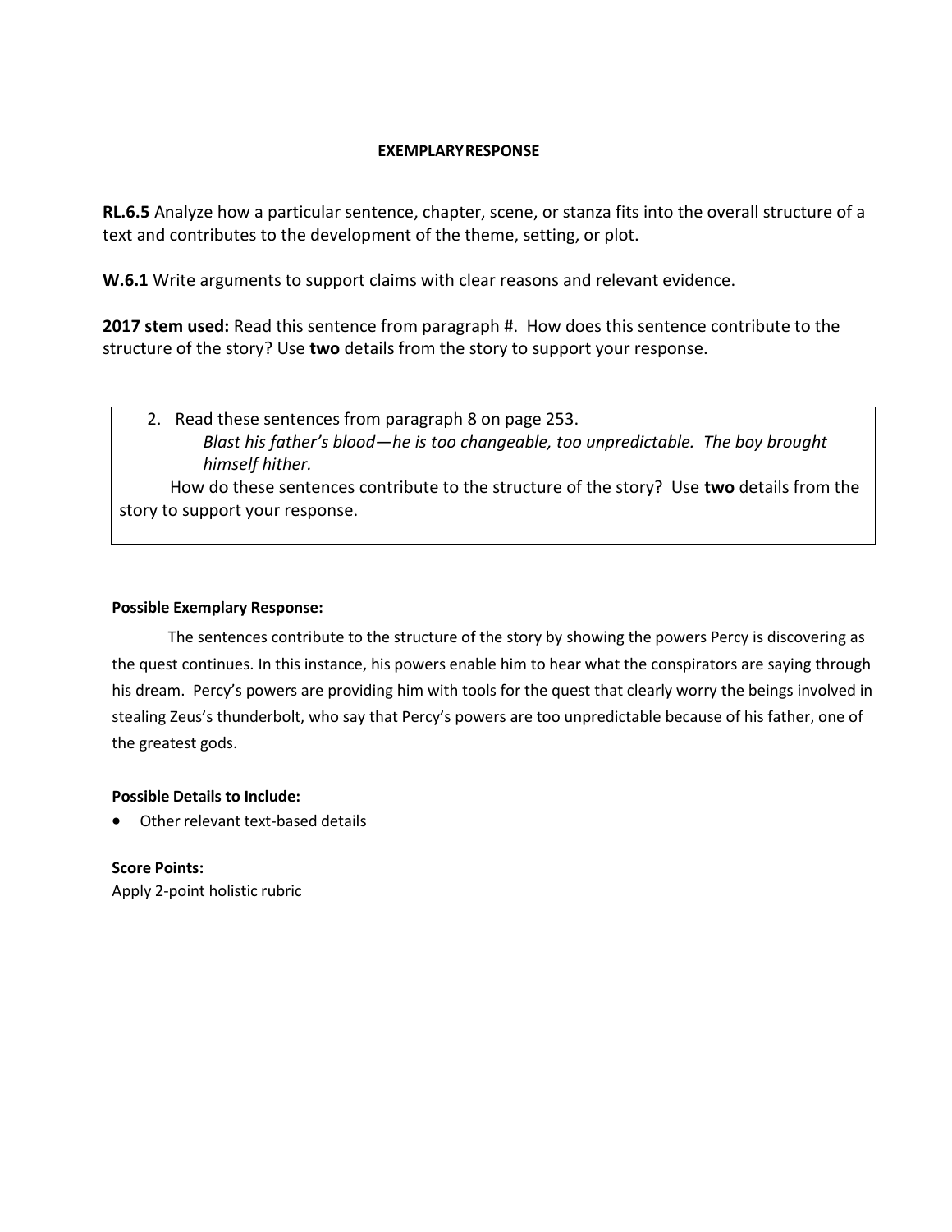**EXEMPLARYRESPONSE**

**RL.6.5** Analyze how a particular sentence, chapter, scene, or stanza fits into the overall structure of a text and contributes to the development of the theme, setting, or plot.

**W.6.1** Write arguments to support claims with clear reasons and relevant evidence.

**2017 stem used:** Read this sentence from paragraph #. How does this sentence contribute to the structure of the story? Use **two** details from the story to support your response.

> 2. Read these sentences from paragraph 8 on page 253.
>
> *Blast his father's blood—he is too changeable, too unpredictable. The boy brought himself hither.*
>
> How do these sentences contribute to the structure of the story? Use **two** details from the story to support your response.

**Possible Exemplary Response:**

The sentences contribute to the structure of the story by showing the powers Percy is discovering as the quest continues. In this instance, his powers enable him to hear what the conspirators are saying through his dream. Percy's powers are providing him with tools for the quest that clearly worry the beings involved in stealing Zeus's thunderbolt, who say that Percy's powers are too unpredictable because of his father, one of the greatest gods.

**Possible Details to Include:**

- Other relevant text-based details

**Score Points:**

Apply 2-point holistic rubric